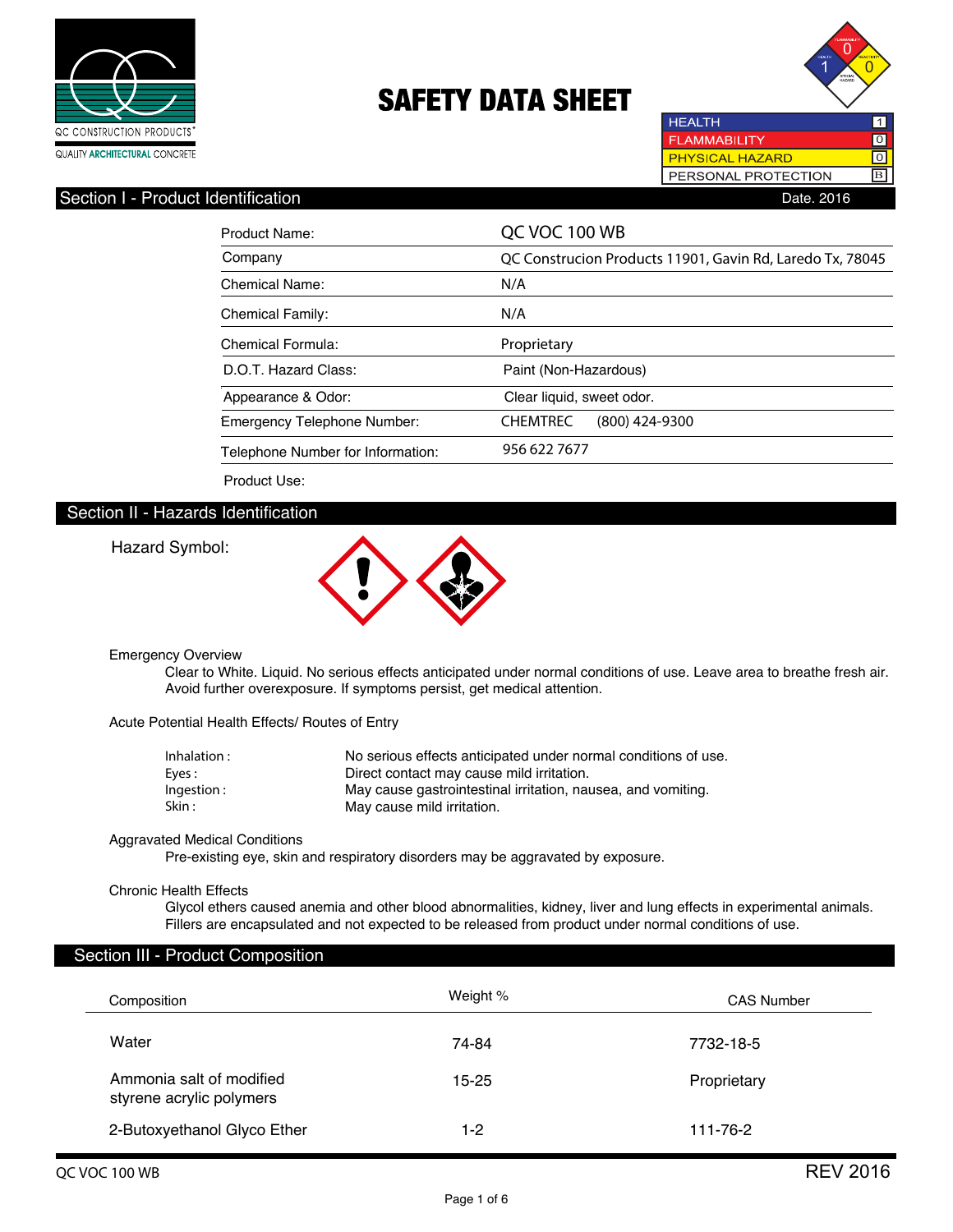QC CONSTRUCTION PRODUCTS®

QUALITY ARCHITECTURAL CONCRETE

# SAFETY DATA SHEET

| | |
|---|---|
| HEALTH | 1 |
| FLAMMABILITY | 0 |
| PHYSICAL HAZARD | 0 |
| PERSONAL PROTECTION | B |

## Section I - Product Identification

Date. 2016

| | |
|---|---|
| Product Name: | QC VOC 100 WB |
| Company | QC Construcion Products 11901, Gavin Rd, Laredo Tx, 78045 |
| Chemical Name: | N/A |
| Chemical Family: | N/A |
| Chemical Formula: | Proprietary |
| D.O.T. Hazard Class: | Paint (Non-Hazardous) |
| Appearance & Odor: | Clear liquid, sweet odor. |
| Emergency Telephone Number: | CHEMTREC (800) 424-9300 |
| Telephone Number for Information: | 956 622 7677 |
| Product Use: | |

## Section II - Hazards Identification

Hazard Symbol:

**Emergency Overview**

Clear to White. Liquid. No serious effects anticipated under normal conditions of use. Leave area to breathe fresh air. Avoid further overexposure. If symptoms persist, get medical attention.

**Acute Potential Health Effects/ Routes of Entry**

| | |
|---|---|
| Inhalation : | No serious effects anticipated under normal conditions of use. |
| Eyes : | Direct contact may cause mild irritation. |
| Ingestion : | May cause gastrointestinal irritation, nausea, and vomiting. |
| Skin : | May cause mild irritation. |

**Aggravated Medical Conditions**

Pre-existing eye, skin and respiratory disorders may be aggravated by exposure.

**Chronic Health Effects**

Glycol ethers caused anemia and other blood abnormalities, kidney, liver and lung effects in experimental animals. Fillers are encapsulated and not expected to be released from product under normal conditions of use.

## Section III - Product Composition

| Composition | Weight % | CAS Number |
|---|---|---|
| Water | 74-84 | 7732-18-5 |
| Ammonia salt of modified styrene acrylic polymers | 15-25 | Proprietary |
| 2-Butoxyethanol Glyco Ether | 1-2 | 111-76-2 |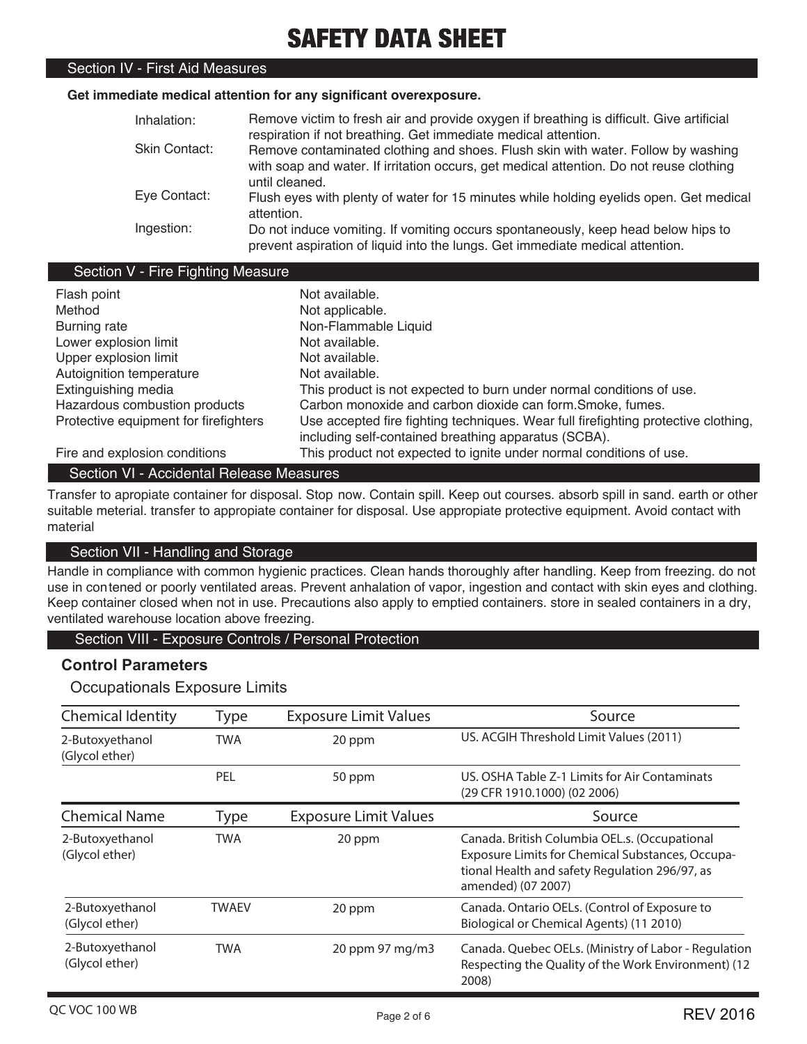# SAFETY DATA SHEET

## Section IV - First Aid Measures

**Get immediate medical attention for any significant overexposure.**

| | |
|---|---|
| Inhalation: | Remove victim to fresh air and provide oxygen if breathing is difficult. Give artificial respiration if not breathing. Get immediate medical attention. |
| Skin Contact: | Remove contaminated clothing and shoes. Flush skin with water. Follow by washing with soap and water. If irritation occurs, get medical attention. Do not reuse clothing until cleaned. |
| Eye Contact: | Flush eyes with plenty of water for 15 minutes while holding eyelids open. Get medical attention. |
| Ingestion: | Do not induce vomiting. If vomiting occurs spontaneously, keep head below hips to prevent aspiration of liquid into the lungs. Get immediate medical attention. |

## Section V - Fire Fighting Measure

| | |
|---|---|
| Flash point | Not available. |
| Method | Not applicable. |
| Burning rate | Non-Flammable Liquid |
| Lower explosion limit | Not available. |
| Upper explosion limit | Not available. |
| Autoignition temperature | Not available. |
| Extinguishing media | This product is not expected to burn under normal conditions of use. |
| Hazardous combustion products | Carbon monoxide and carbon dioxide can form.Smoke, fumes. |
| Protective equipment for firefighters | Use accepted fire fighting techniques. Wear full firefighting protective clothing, including self-contained breathing apparatus (SCBA). |
| Fire and explosion conditions | This product not expected to ignite under normal conditions of use. |

## Section VI - Accidental Release Measures

Transfer to apropiate container for disposal. Stop now. Contain spill. Keep out courses. absorb spill in sand. earth or other suitable meterial. transfer to appropiate container for disposal. Use appropiate protective equipment. Avoid contact with material

## Section VII - Handling and Storage

Handle in compliance with common hygienic practices. Clean hands thoroughly after handling. Keep from freezing. do not use in contened or poorly ventilated areas. Prevent anhalation of vapor, ingestion and contact with skin eyes and clothing. Keep container closed when not in use. Precautions also apply to emptied containers. store in sealed containers in a dry, ventilated warehouse location above freezing.

## Section VIII - Exposure Controls / Personal Protection

### Control Parameters

Occupationals Exposure Limits

| Chemical Identity | Type | Exposure Limit Values | Source |
|---|---|---|---|
| 2-Butoxyethanol (Glycol ether) | TWA | 20 ppm | US. ACGIH Threshold Limit Values (2011) |
| | PEL | 50 ppm | US. OSHA Table Z-1 Limits for Air Contaminats (29 CFR 1910.1000) (02 2006) |

| Chemical Name | Type | Exposure Limit Values | Source |
|---|---|---|---|
| 2-Butoxyethanol (Glycol ether) | TWA | 20 ppm | Canada. British Columbia OEL.s. (Occupational Exposure Limits for Chemical Substances, Occupational Health and safety Regulation 296/97, as amended) (07 2007) |
| 2-Butoxyethanol (Glycol ether) | TWAEV | 20 ppm | Canada. Ontario OELs. (Control of Exposure to Biological or Chemical Agents) (11 2010) |
| 2-Butoxyethanol (Glycol ether) | TWA | 20 ppm 97 mg/m3 | Canada. Quebec OELs. (Ministry of Labor - Regulation Respecting the Quality of the Work Environment) (12 2008) |

QC VOC 100 WB

REV 2016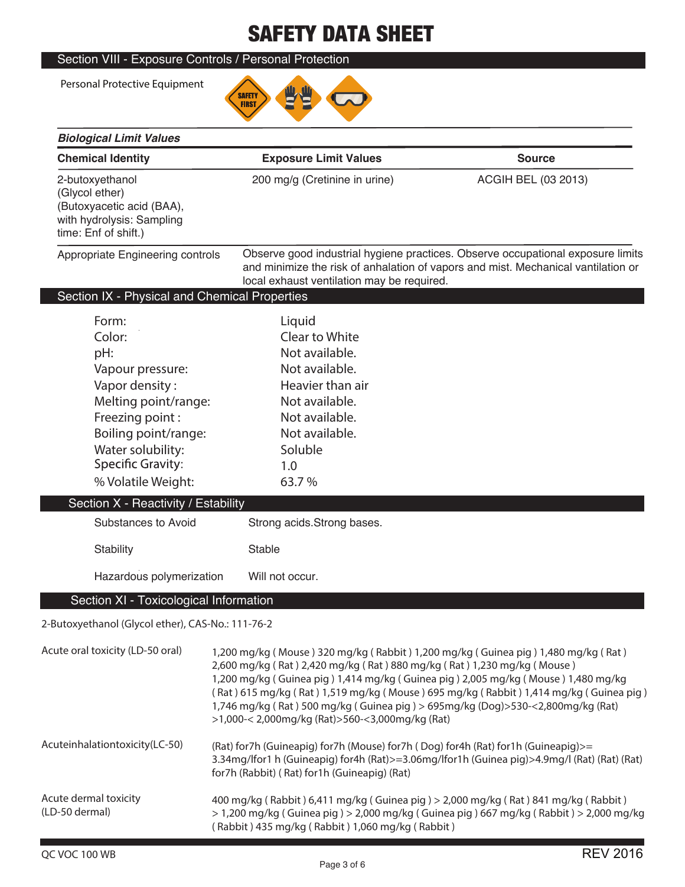# SAFETY DATA SHEET

## Section VIII - Exposure Controls / Personal Protection

Personal Protective Equipment

***Biological Limit Values***

| Chemical Identity | Exposure Limit Values | Source |
|---|---|---|
| 2-butoxyethanol (Glycol ether) (Butoxyacetic acid (BAA), with hydrolysis: Sampling time: Enf of shift.) | 200 mg/g (Cretinine in urine) | ACGIH BEL (03 2013) |

Appropriate Engineering controls: Observe good industrial hygiene practices. Observe occupational exposure limits and minimize the risk of anhalation of vapors and mist. Mechanical vantilation or local exhaust ventilation may be required.

## Section IX - Physical and Chemical Properties

| | |
|---|---|
| Form: | Liquid |
| Color: | Clear to White |
| pH: | Not available. |
| Vapour pressure: | Not available. |
| Vapor density : | Heavier than air |
| Melting point/range: | Not available. |
| Freezing point : | Not available. |
| Boiling point/range: | Not available. |
| Water solubility: | Soluble |
| Specific Gravity: | 1.0 |
| % Volatile Weight: | 63.7 % |

## Section X - Reactivity / Estability

| | |
|---|---|
| Substances to Avoid | Strong acids.Strong bases. |
| Stability | Stable |
| Hazardous polymerization | Will not occur. |

## Section XI - Toxicological Information

2-Butoxyethanol (Glycol ether), CAS-No.: 111-76-2

| | |
|---|---|
| Acute oral toxicity (LD-50 oral) | 1,200 mg/kg ( Mouse ) 320 mg/kg ( Rabbit ) 1,200 mg/kg ( Guinea pig ) 1,480 mg/kg ( Rat ) 2,600 mg/kg ( Rat ) 2,420 mg/kg ( Rat ) 880 mg/kg ( Rat ) 1,230 mg/kg ( Mouse ) 1,200 mg/kg ( Guinea pig ) 1,414 mg/kg ( Guinea pig ) 2,005 mg/kg ( Mouse ) 1,480 mg/kg ( Rat ) 615 mg/kg ( Rat ) 1,519 mg/kg ( Mouse ) 695 mg/kg ( Rabbit ) 1,414 mg/kg ( Guinea pig ) 1,746 mg/kg ( Rat ) 500 mg/kg ( Guinea pig ) > 695mg/kg (Dog)>530-<2,800mg/kg (Rat) >1,000-< 2,000mg/kg (Rat)>560-<3,000mg/kg (Rat) |
| Acuteinhalationtoxicity(LC-50) | (Rat) for7h (Guineapig) for7h (Mouse) for7h ( Dog) for4h (Rat) for1h (Guineapig)>= 3.34mg/lfor1 h (Guineapig) for4h (Rat)>=3.06mg/lfor1h (Guinea pig)>4.9mg/l (Rat) (Rat) (Rat) for7h (Rabbit) ( Rat) for1h (Guineapig) (Rat) |
| Acute dermal toxicity (LD-50 dermal) | 400 mg/kg ( Rabbit ) 6,411 mg/kg ( Guinea pig ) > 2,000 mg/kg ( Rat ) 841 mg/kg ( Rabbit ) > 1,200 mg/kg ( Guinea pig ) > 2,000 mg/kg ( Guinea pig ) 667 mg/kg ( Rabbit ) > 2,000 mg/kg ( Rabbit ) 435 mg/kg ( Rabbit ) 1,060 mg/kg ( Rabbit ) |

QC VOC 100 WB

REV 2016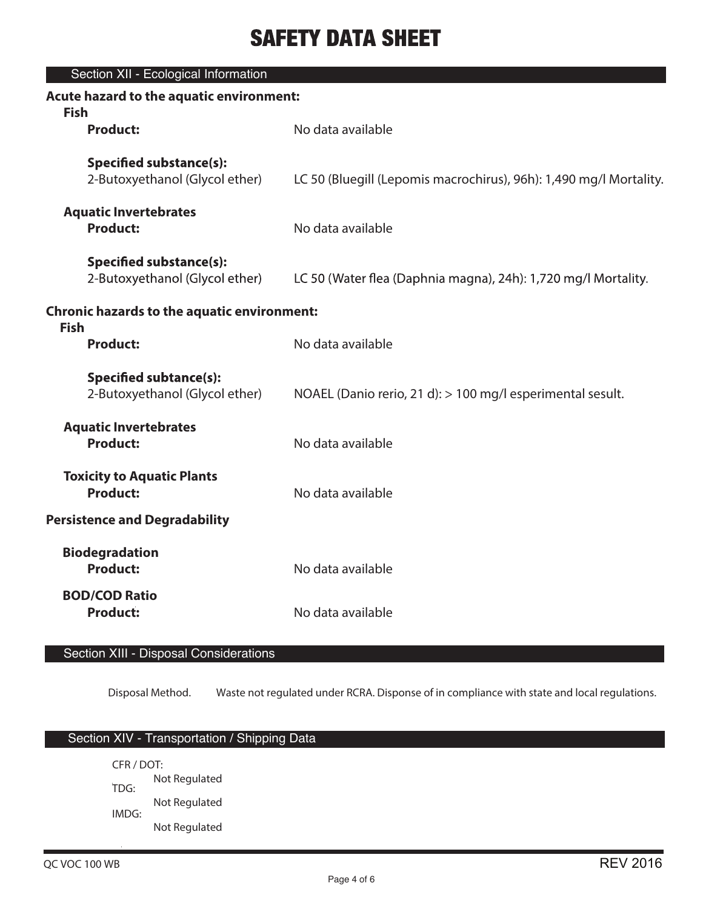# SAFETY DATA SHEET

## Section XII - Ecological Information

**Acute hazard to the aquatic environment:**

**Fish**

| | |
|---|---|
| **Product:** | No data available |
| **Specified substance(s):** 2-Butoxyethanol (Glycol ether) | LC 50 (Bluegill (Lepomis macrochirus), 96h): 1,490 mg/l Mortality. |

**Aquatic Invertebrates**

| | |
|---|---|
| **Product:** | No data available |
| **Specified substance(s):** 2-Butoxyethanol (Glycol ether) | LC 50 (Water flea (Daphnia magna), 24h): 1,720 mg/l Mortality. |

**Chronic hazards to the aquatic environment:**

**Fish**

| | |
|---|---|
| **Product:** | No data available |
| **Specified subtance(s):** 2-Butoxyethanol (Glycol ether) | NOAEL (Danio rerio, 21 d): > 100 mg/l esperimental sesult. |

**Aquatic Invertebrates**

| | |
|---|---|
| **Product:** | No data available |

**Toxicity to Aquatic Plants**

| | |
|---|---|
| **Product:** | No data available |

**Persistence and Degradability**

**Biodegradation**

| | |
|---|---|
| **Product:** | No data available |

**BOD/COD Ratio**

| | |
|---|---|
| **Product:** | No data available |

## Section XIII - Disposal Considerations

Disposal Method. Waste not regulated under RCRA. Disponse of in compliance with state and local regulations.

## Section XIV - Transportation / Shipping Data

CFR / DOT: Not Regulated

TDG: Not Regulated

IMDG: Not Regulated

QC VOC 100 WB REV 2016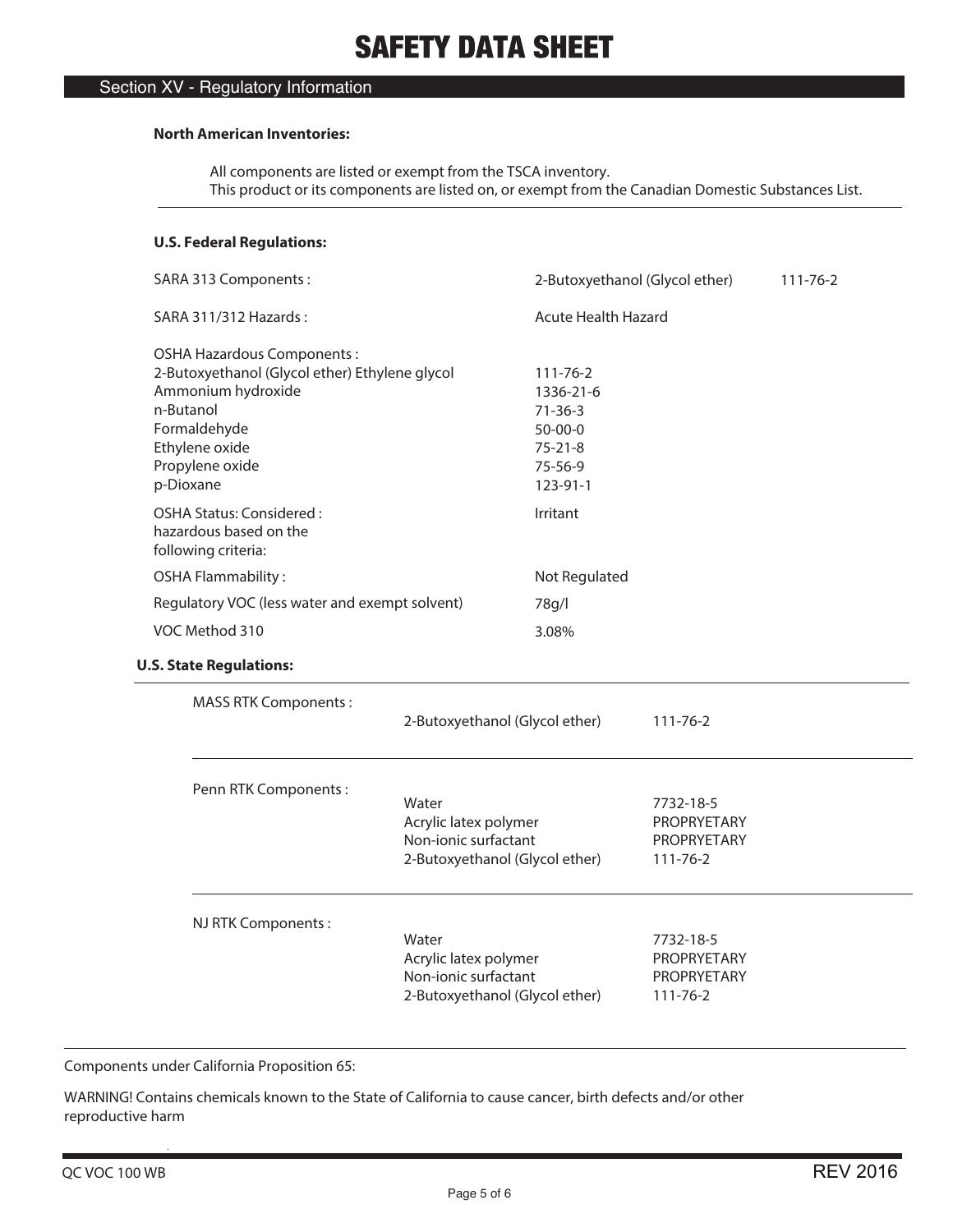# SAFETY DATA SHEET

## Section XV - Regulatory Information

**North American Inventories:**

All components are listed or exempt from the TSCA inventory.
This product or its components are listed on, or exempt from the Canadian Domestic Substances List.

**U.S. Federal Regulations:**

| | | |
|---|---|---|
| SARA 313 Components : | 2-Butoxyethanol (Glycol ether) | 111-76-2 |
| SARA 311/312 Hazards : | Acute Health Hazard | |

OSHA Hazardous Components :

| | |
|---|---|
| 2-Butoxyethanol (Glycol ether) Ethylene glycol | 111-76-2 |
| Ammonium hydroxide | 1336-21-6 |
| n-Butanol | 71-36-3 |
| Formaldehyde | 50-00-0 |
| Ethylene oxide | 75-21-8 |
| Propylene oxide | 75-56-9 |
| p-Dioxane | 123-91-1 |

| | |
|---|---|
| OSHA Status: Considered : hazardous based on the following criteria: | Irritant |
| OSHA Flammability : | Not Regulated |
| Regulatory VOC (less water and exempt solvent) | 78g/l |
| VOC Method 310 | 3.08% |

**U.S. State Regulations:**

| | | |
|---|---|---|
| MASS RTK Components : | 2-Butoxyethanol (Glycol ether) | 111-76-2 |
| Penn RTK Components : | Water | 7732-18-5 |
| | Acrylic latex polymer | PROPRYETARY |
| | Non-ionic surfactant | PROPRYETARY |
| | 2-Butoxyethanol (Glycol ether) | 111-76-2 |
| NJ RTK Components : | Water | 7732-18-5 |
| | Acrylic latex polymer | PROPRYETARY |
| | Non-ionic surfactant | PROPRYETARY |
| | 2-Butoxyethanol (Glycol ether) | 111-76-2 |

Components under California Proposition 65:

WARNING! Contains chemicals known to the State of California to cause cancer, birth defects and/or other reproductive harm

QC VOC 100 WB REV 2016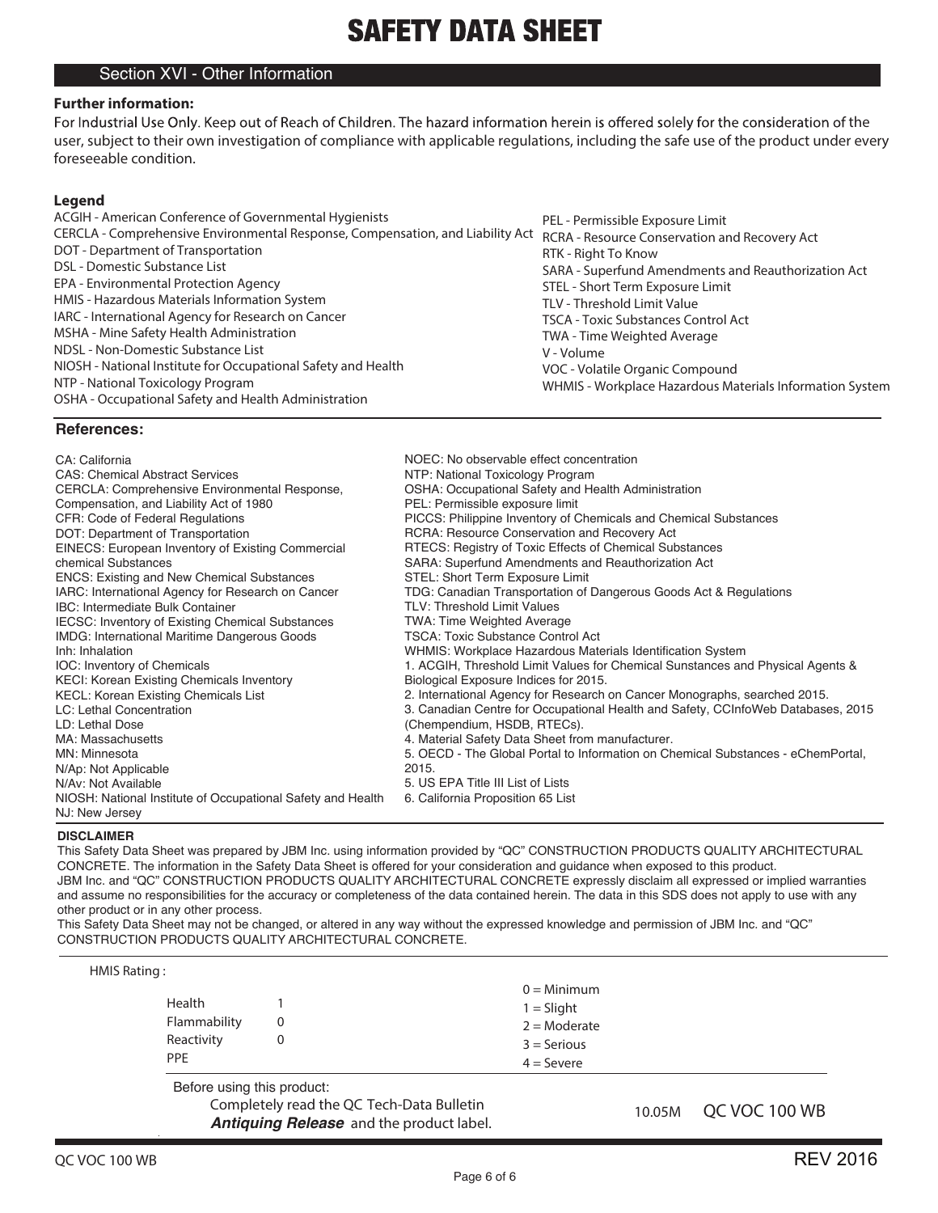# SAFETY DATA SHEET

## Section XVI - Other Information

**Further information:**

For Industrial Use Only. Keep out of Reach of Children. The hazard information herein is offered solely for the consideration of the user, subject to their own investigation of compliance with applicable regulations, including the safe use of the product under every foreseeable condition.

**Legend**

ACGIH - American Conference of Governmental Hygienists
CERCLA - Comprehensive Environmental Response, Compensation, and Liability Act
DOT - Department of Transportation
DSL - Domestic Substance List
EPA - Environmental Protection Agency
HMIS - Hazardous Materials Information System
IARC - International Agency for Research on Cancer
MSHA - Mine Safety Health Administration
NDSL - Non-Domestic Substance List
NIOSH - National Institute for Occupational Safety and Health
NTP - National Toxicology Program
OSHA - Occupational Safety and Health Administration
PEL - Permissible Exposure Limit
RCRA - Resource Conservation and Recovery Act
RTK - Right To Know
SARA - Superfund Amendments and Reauthorization Act
STEL - Short Term Exposure Limit
TLV - Threshold Limit Value
TSCA - Toxic Substances Control Act
TWA - Time Weighted Average
V - Volume
VOC - Volatile Organic Compound
WHMIS - Workplace Hazardous Materials Information System

**References:**

CA: California
CAS: Chemical Abstract Services
CERCLA: Comprehensive Environmental Response, Compensation, and Liability Act of 1980
CFR: Code of Federal Regulations
DOT: Department of Transportation
EINECS: European Inventory of Existing Commercial chemical Substances
ENCS: Existing and New Chemical Substances
IARC: International Agency for Research on Cancer
IBC: Intermediate Bulk Container
IECSC: Inventory of Existing Chemical Substances
IMDG: International Maritime Dangerous Goods
Inh: Inhalation
IOC: Inventory of Chemicals
KECI: Korean Existing Chemicals Inventory
KECL: Korean Existing Chemicals List
LC: Lethal Concentration
LD: Lethal Dose
MA: Massachusetts
MN: Minnesota
N/Ap: Not Applicable
N/Av: Not Available
NIOSH: National Institute of Occupational Safety and Health
NJ: New Jersey
NOEC: No observable effect concentration
NTP: National Toxicology Program
OSHA: Occupational Safety and Health Administration
PEL: Permissible exposure limit
PICCS: Philippine Inventory of Chemicals and Chemical Substances
RCRA: Resource Conservation and Recovery Act
RTECS: Registry of Toxic Effects of Chemical Substances
SARA: Superfund Amendments and Reauthorization Act
STEL: Short Term Exposure Limit
TDG: Canadian Transportation of Dangerous Goods Act & Regulations
TLV: Threshold Limit Values
TWA: Time Weighted Average
TSCA: Toxic Substance Control Act
WHMIS: Workplace Hazardous Materials Identification System

1. ACGIH, Threshold Limit Values for Chemical Sunstances and Physical Agents & Biological Exposure Indices for 2015.
2. International Agency for Research on Cancer Monographs, searched 2015.
3. Canadian Centre for Occupational Health and Safety, CCInfoWeb Databases, 2015 (Chempendium, HSDB, RTECs).
4. Material Safety Data Sheet from manufacturer.
5. OECD - The Global Portal to Information on Chemical Substances - eChemPortal, 2015.
5. US EPA Title III List of Lists
6. California Proposition 65 List

**DISCLAIMER**

This Safety Data Sheet was prepared by JBM Inc. using information provided by "QC" CONSTRUCTION PRODUCTS QUALITY ARCHITECTURAL CONCRETE. The information in the Safety Data Sheet is offered for your consideration and guidance when exposed to this product.
JBM Inc. and "QC" CONSTRUCTION PRODUCTS QUALITY ARCHITECTURAL CONCRETE expressly disclaim all expressed or implied warranties and assume no responsibilities for the accuracy or completeness of the data contained herein. The data in this SDS does not apply to use with any other product or in any other process.
This Safety Data Sheet may not be changed, or altered in any way without the expressed knowledge and permission of JBM Inc. and "QC" CONSTRUCTION PRODUCTS QUALITY ARCHITECTURAL CONCRETE.

HMIS Rating :

| | | |
|---|---|---|
| Health | 1 | 0 = Minimum |
| Flammability | 0 | 1 = Slight |
| Reactivity | 0 | 2 = Moderate |
| PPE | | 3 = Serious |
| | | 4 = Severe |

Before using this product:
Completely read the QC Tech-Data Bulletin ***Antiquing Release*** and the product label.

10.05M QC VOC 100 WB

QC VOC 100 WB

REV 2016